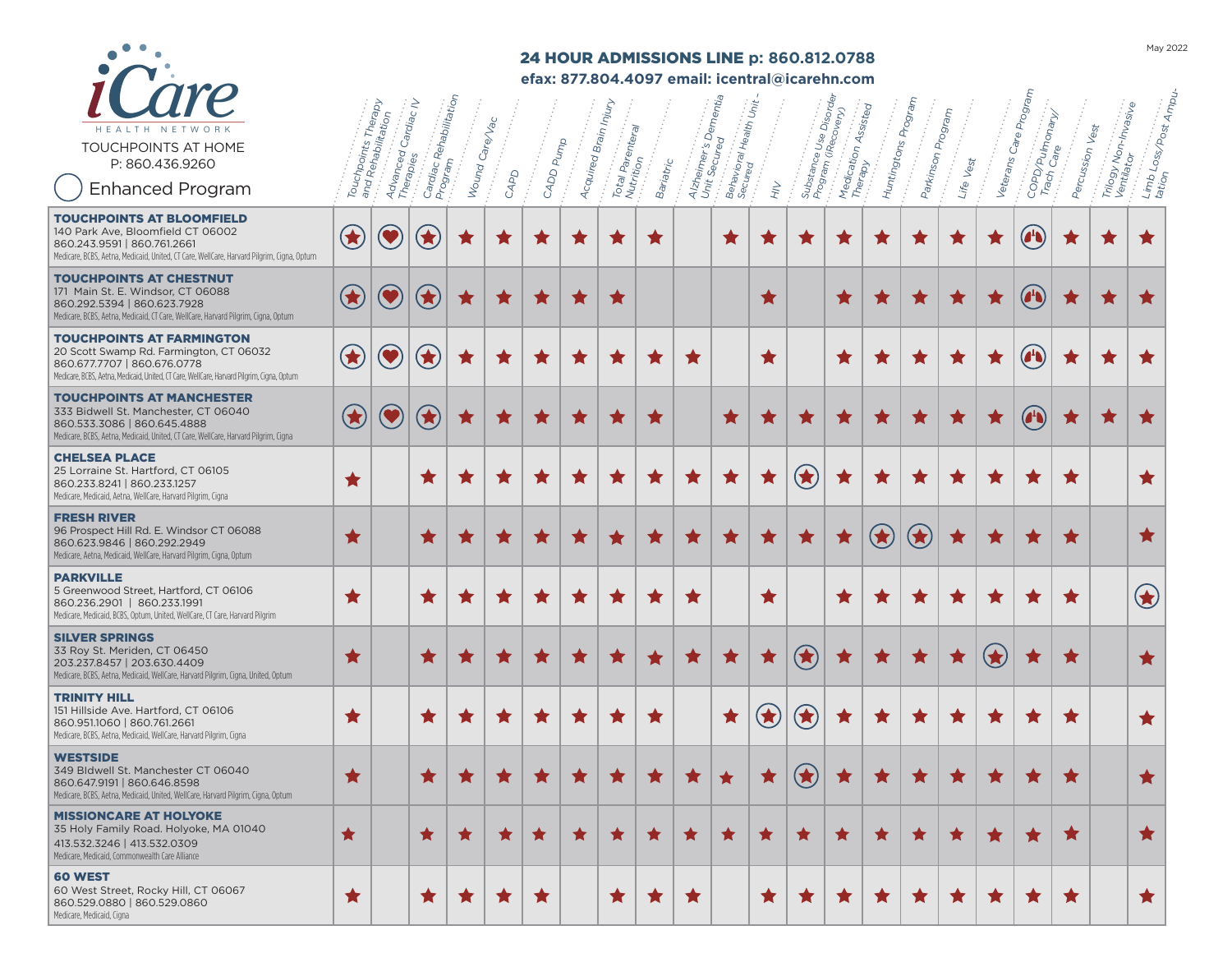May 2022

# iCare HEALTH NETWORK

TOUCHPOINTS AT HOME
P: 860.436.9260

◯ Enhanced Program

## 24 HOUR ADMISSIONS LINE p: 860.812.0788

**efax: 877.804.4097 email: icentral@icarehn.com**

In the table, (★), (♥) and (🫁) mark an Enhanced Program (circled icon); ★ marks a standard program.

| Facility | Touchpoints Therapy and Rehabilitation | Advanced Cardiac IV Therapies | Cardiac Rehabilitation Program | Wound Care/Vac | CAPD | CADD Pump | Acquired Brain Injury | Total Parenteral Nutrition | Bariatric | Alzheimer's Dementia Unit Secured | Behavioral Health Unit - Secured | HIV | Substance Use Disorder Program (Recovery) | Medication Assisted Therapy | Huntingtons Program | Parkinson Program | Life Vest | Veterans Care Program | COPD/Pulmonary/ Trach Care | Percussion Vest | Trilogy Non-Invasive Ventilator | Limb Loss/Post Amputation |
|---|---|---|---|---|---|---|---|---|---|---|---|---|---|---|---|---|---|---|---|---|---|---|
| **TOUCHPOINTS AT BLOOMFIELD**<br>140 Park Ave, Bloomfield CT 06002<br>860.243.9591 \| 860.761.2661<br>Medicare, BCBS, Aetna, Medicaid, United, CT Care, WellCare, Harvard Pilgrim, Cigna, Optum | (★) | (♥) | (★) | ★ | ★ | ★ | ★ | ★ | ★ | | ★ | ★ | ★ | ★ | ★ | ★ | ★ | ★ | (🫁) | ★ | ★ | ★ |
| **TOUCHPOINTS AT CHESTNUT**<br>171 Main St. E. Windsor, CT 06088<br>860.292.5394 \| 860.623.7928<br>Medicare, BCBS, Aetna, Medicaid, CT Care, WellCare, Harvard Pilgrim, Cigna, Optum | (★) | (♥) | (★) | ★ | ★ | ★ | ★ | ★ | | | | ★ | | ★ | ★ | ★ | ★ | ★ | (🫁) | ★ | ★ | ★ |
| **TOUCHPOINTS AT FARMINGTON**<br>20 Scott Swamp Rd. Farmington, CT 06032<br>860.677.7707 \| 860.676.0778<br>Medicare, BCBS, Aetna, Medicaid, United, CT Care, WellCare, Harvard Pilgrim, Cigna, Optum | (★) | (♥) | (★) | ★ | ★ | ★ | ★ | ★ | ★ | ★ | | ★ | | ★ | ★ | ★ | ★ | ★ | (🫁) | ★ | ★ | ★ |
| **TOUCHPOINTS AT MANCHESTER**<br>333 Bidwell St. Manchester, CT 06040<br>860.533.3086 \| 860.645.4888<br>Medicare, BCBS, Aetna, Medicaid, United, CT Care, WellCare, Harvard Pilgrim, Cigna | (★) | (♥) | (★) | ★ | ★ | ★ | ★ | ★ | ★ | | ★ | ★ | ★ | ★ | ★ | ★ | ★ | ★ | (🫁) | ★ | ★ | ★ |
| **CHELSEA PLACE**<br>25 Lorraine St. Hartford, CT 06105<br>860.233.8241 \| 860.233.1257<br>Medicare, Medicaid, Aetna, WellCare, Harvard Pilgrim, Cigna | ★ | | ★ | ★ | ★ | ★ | ★ | ★ | ★ | ★ | ★ | ★ | (★) | ★ | ★ | ★ | ★ | ★ | ★ | ★ | | ★ |
| **FRESH RIVER**<br>96 Prospect Hill Rd. E. Windsor CT 06088<br>860.623.9846 \| 860.292.2949<br>Medicare, Aetna, Medicaid, WellCare, Harvard Pilgrim, Cigna, Optum | ★ | | ★ | ★ | ★ | ★ | ★ | ★ | ★ | ★ | ★ | ★ | ★ | ★ | (★) | (★) | ★ | ★ | ★ | ★ | | ★ |
| **PARKVILLE**<br>5 Greenwood Street, Hartford, CT 06106<br>860.236.2901 \| 860.233.1991<br>Medicare, Medicaid, BCBS, Optum, United, WellCare, CT Care, Harvard Pilgrim | ★ | | ★ | ★ | ★ | ★ | ★ | ★ | ★ | ★ | | ★ | | ★ | ★ | ★ | ★ | ★ | ★ | ★ | | (★) |
| **SILVER SPRINGS**<br>33 Roy St. Meriden, CT 06450<br>203.237.8457 \| 203.630.4409<br>Medicare, BCBS, Aetna, Medicaid, WellCare, Harvard Pilgrim, Cigna, United, Optum | ★ | | ★ | ★ | ★ | ★ | ★ | ★ | ★ | ★ | ★ | ★ | (★) | ★ | ★ | ★ | ★ | (★) | ★ | ★ | | ★ |
| **TRINITY HILL**<br>151 Hillside Ave. Hartford, CT 06106<br>860.951.1060 \| 860.761.2661<br>Medicare, BCBS, Aetna, Medicaid, WellCare, Harvard Pilgrim, Cigna | ★ | | ★ | ★ | ★ | ★ | ★ | ★ | ★ | | ★ | (★) | (★) | ★ | ★ | ★ | ★ | ★ | ★ | ★ | | ★ |
| **WESTSIDE**<br>349 Bidwell St. Manchester CT 06040<br>860.647.9191 \| 860.646.8598<br>Medicare, BCBS, Aetna, Medicaid, United, WellCare, Harvard Pilgrim, Cigna, Optum | ★ | | ★ | ★ | ★ | ★ | ★ | ★ | ★ | ★ | ★ | ★ | (★) | ★ | ★ | ★ | ★ | ★ | ★ | ★ | | ★ |
| **MISSIONCARE AT HOLYOKE**<br>35 Holy Family Road. Holyoke, MA 01040<br>413.532.3246 \| 413.532.0309<br>Medicare, Medicaid, Commonwealth Care Alliance | ★ | | ★ | ★ | ★ | ★ | ★ | ★ | ★ | ★ | ★ | ★ | ★ | ★ | ★ | ★ | ★ | ★ | ★ | ★ | | ★ |
| **60 WEST**<br>60 West Street, Rocky Hill, CT 06067<br>860.529.0880 \| 860.529.0860<br>Medicare, Medicaid, Cigna | ★ | | ★ | ★ | ★ | ★ | | ★ | ★ | ★ | | ★ | ★ | ★ | ★ | ★ | ★ | ★ | ★ | ★ | | ★ |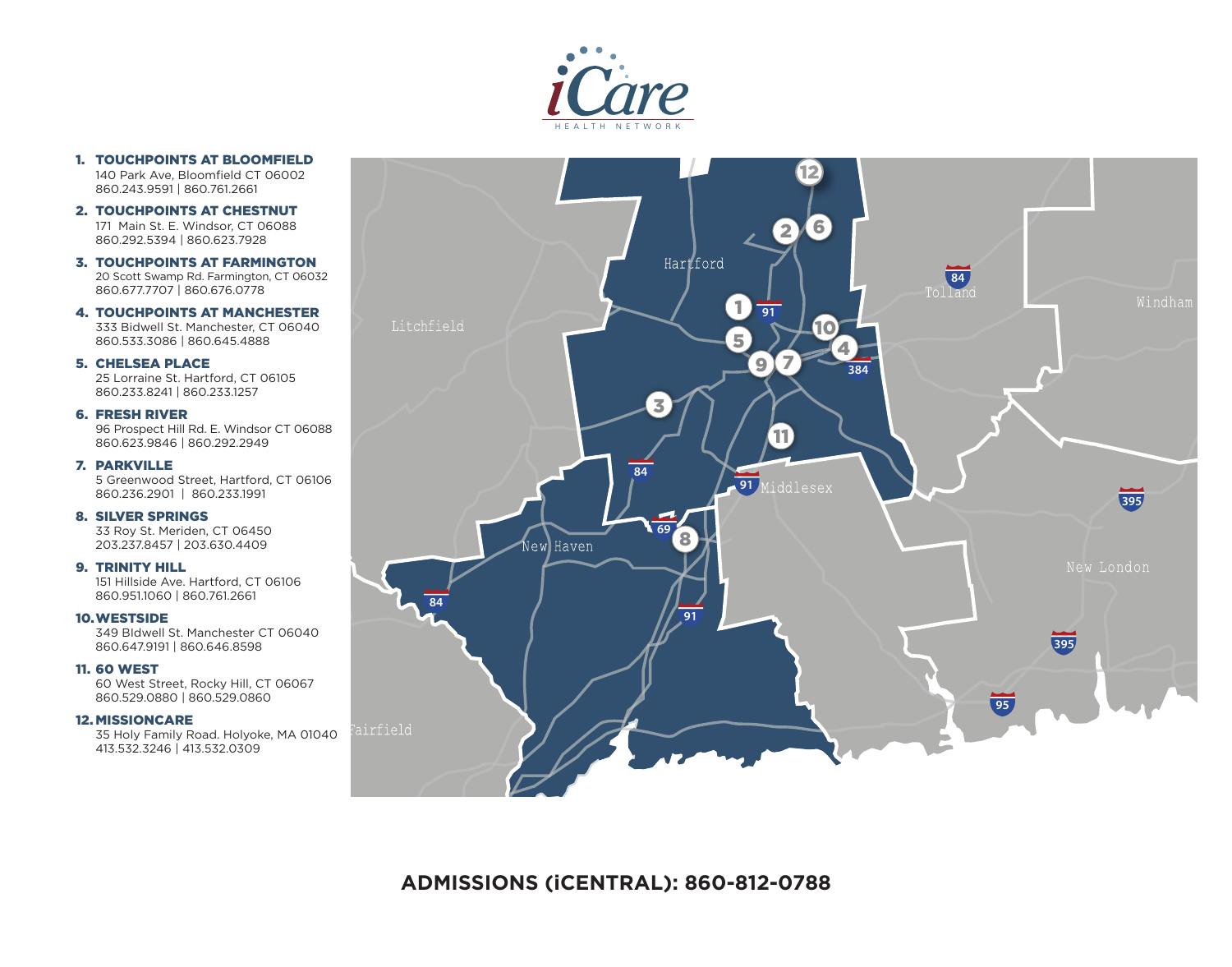iCare HEALTH NETWORK

1. **TOUCHPOINTS AT BLOOMFIELD**
   140 Park Ave, Bloomfield CT 06002
   860.243.9591 | 860.761.2661
2. **TOUCHPOINTS AT CHESTNUT**
   171 Main St. E. Windsor, CT 06088
   860.292.5394 | 860.623.7928
3. **TOUCHPOINTS AT FARMINGTON**
   20 Scott Swamp Rd. Farmington, CT 06032
   860.677.7707 | 860.676.0778
4. **TOUCHPOINTS AT MANCHESTER**
   333 Bidwell St. Manchester, CT 06040
   860.533.3086 | 860.645.4888
5. **CHELSEA PLACE**
   25 Lorraine St. Hartford, CT 06105
   860.233.8241 | 860.233.1257
6. **FRESH RIVER**
   96 Prospect Hill Rd. E. Windsor CT 06088
   860.623.9846 | 860.292.2949
7. **PARKVILLE**
   5 Greenwood Street, Hartford, CT 06106
   860.236.2901 | 860.233.1991
8. **SILVER SPRINGS**
   33 Roy St. Meriden, CT 06450
   203.237.8457 | 203.630.4409
9. **TRINITY HILL**
   151 Hillside Ave. Hartford, CT 06106
   860.951.1060 | 860.761.2661
10. **WESTSIDE**
    349 BIdwell St. Manchester CT 06040
    860.647.9191 | 860.646.8598
11. **60 WEST**
    60 West Street, Rocky Hill, CT 06067
    860.529.0880 | 860.529.0860
12. **MISSIONCARE**
    35 Holy Family Road. Holyoke, MA 01040
    413.532.3246 | 413.532.0309

Hartford
Tolland
Windham
Litchfield
Middlesex
New Haven
New London
Fairfield

**ADMISSIONS (iCENTRAL): 860-812-0788**